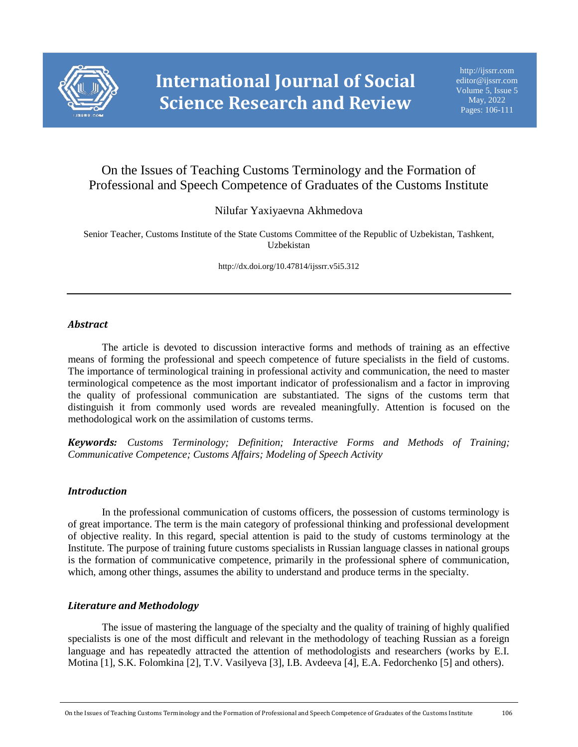# On the Issues of Teaching Customs Terminology and the Formation of Professional and Speech Competence of Graduates of the Customs Institute

Nilufar Yaxiyaevna Akhmedova

Senior Teacher, Customs Institute of the State Customs Committee of the Republic of Uzbekistan, Tashkent, Uzbekistan

http://dx.doi.org/10.47814/ijssrr.v5i5.312

---

## *Abstract*

The article is devoted to discussion interactive forms and methods of training as an effective means of forming the professional and speech competence of future specialists in the field of customs. The importance of terminological training in professional activity and communication, the need to master terminological competence as the most important indicator of professionalism and a factor in improving the quality of professional communication are substantiated. The signs of the customs term that distinguish it from commonly used words are revealed meaningfully. Attention is focused on the methodological work on the assimilation of customs terms.

***Keywords:*** *Customs Terminology; Definition; Interactive Forms and Methods of Training; Communicative Competence; Customs Affairs; Modeling of Speech Activity*

## *Introduction*

In the professional communication of customs officers, the possession of customs terminology is of great importance. The term is the main category of professional thinking and professional development of objective reality. In this regard, special attention is paid to the study of customs terminology at the Institute. The purpose of training future customs specialists in Russian language classes in national groups is the formation of communicative competence, primarily in the professional sphere of communication, which, among other things, assumes the ability to understand and produce terms in the specialty.

## *Literature and Methodology*

The issue of mastering the language of the specialty and the quality of training of highly qualified specialists is one of the most difficult and relevant in the methodology of teaching Russian as a foreign language and has repeatedly attracted the attention of methodologists and researchers (works by E.I. Motina [1], S.K. Folomkina [2], T.V. Vasilyeva [3], I.B. Avdeeva [4], E.A. Fedorchenko [5] and others).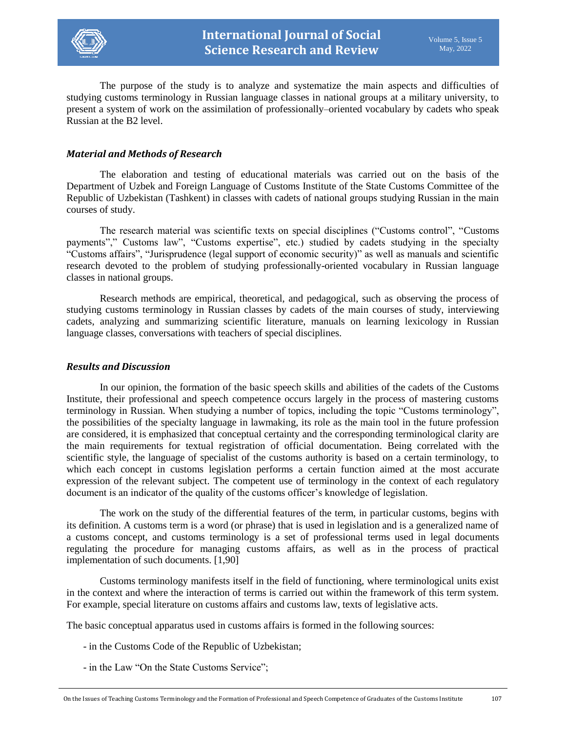The purpose of the study is to analyze and systematize the main aspects and difficulties of studying customs terminology in Russian language classes in national groups at a military university, to present a system of work on the assimilation of professionally–oriented vocabulary by cadets who speak Russian at the B2 level.

### *Material and Methods of Research*

The elaboration and testing of educational materials was carried out on the basis of the Department of Uzbek and Foreign Language of Customs Institute of the State Customs Committee of the Republic of Uzbekistan (Tashkent) in classes with cadets of national groups studying Russian in the main courses of study.

The research material was scientific texts on special disciplines ("Customs control", "Customs payments"," Customs law", "Customs expertise", etc.) studied by cadets studying in the specialty "Customs affairs", "Jurisprudence (legal support of economic security)" as well as manuals and scientific research devoted to the problem of studying professionally-oriented vocabulary in Russian language classes in national groups.

Research methods are empirical, theoretical, and pedagogical, such as observing the process of studying customs terminology in Russian classes by cadets of the main courses of study, interviewing cadets, analyzing and summarizing scientific literature, manuals on learning lexicology in Russian language classes, conversations with teachers of special disciplines.

### *Results and Discussion*

In our opinion, the formation of the basic speech skills and abilities of the cadets of the Customs Institute, their professional and speech competence occurs largely in the process of mastering customs terminology in Russian. When studying a number of topics, including the topic "Customs terminology", the possibilities of the specialty language in lawmaking, its role as the main tool in the future profession are considered, it is emphasized that conceptual certainty and the corresponding terminological clarity are the main requirements for textual registration of official documentation. Being correlated with the scientific style, the language of specialist of the customs authority is based on a certain terminology, to which each concept in customs legislation performs a certain function aimed at the most accurate expression of the relevant subject. The competent use of terminology in the context of each regulatory document is an indicator of the quality of the customs officer's knowledge of legislation.

The work on the study of the differential features of the term, in particular customs, begins with its definition. A customs term is a word (or phrase) that is used in legislation and is a generalized name of a customs concept, and customs terminology is a set of professional terms used in legal documents regulating the procedure for managing customs affairs, as well as in the process of practical implementation of such documents. [1,90]

Customs terminology manifests itself in the field of functioning, where terminological units exist in the context and where the interaction of terms is carried out within the framework of this term system. For example, special literature on customs affairs and customs law, texts of legislative acts.

The basic conceptual apparatus used in customs affairs is formed in the following sources:

- in the Customs Code of the Republic of Uzbekistan;

- in the Law "On the State Customs Service";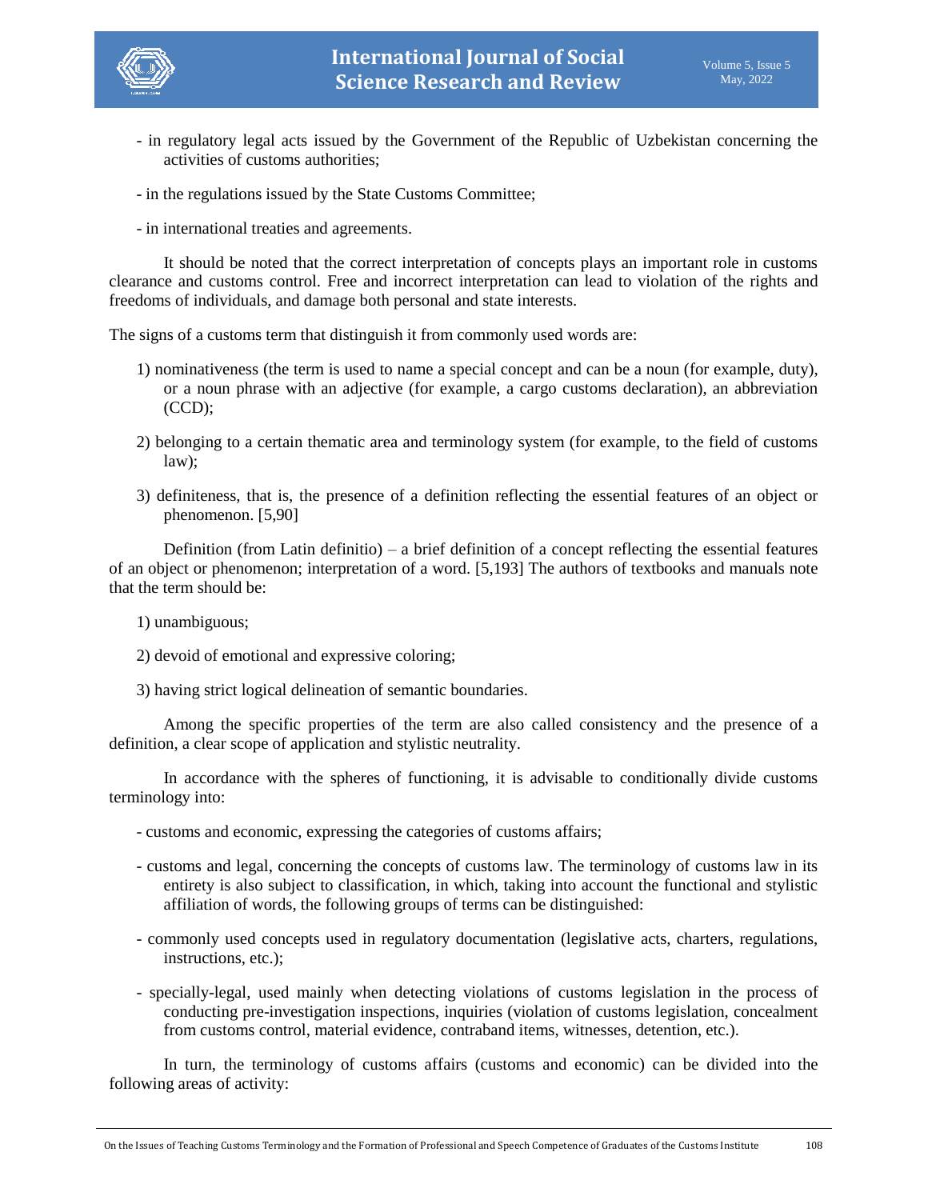- in regulatory legal acts issued by the Government of the Republic of Uzbekistan concerning the activities of customs authorities;

- in the regulations issued by the State Customs Committee;

- in international treaties and agreements.

It should be noted that the correct interpretation of concepts plays an important role in customs clearance and customs control. Free and incorrect interpretation can lead to violation of the rights and freedoms of individuals, and damage both personal and state interests.

The signs of a customs term that distinguish it from commonly used words are:

1) nominativeness (the term is used to name a special concept and can be a noun (for example, duty), or a noun phrase with an adjective (for example, a cargo customs declaration), an abbreviation (CCD);

2) belonging to a certain thematic area and terminology system (for example, to the field of customs law);

3) definiteness, that is, the presence of a definition reflecting the essential features of an object or phenomenon. [5,90]

Definition (from Latin definitio) – a brief definition of a concept reflecting the essential features of an object or phenomenon; interpretation of a word. [5,193] The authors of textbooks and manuals note that the term should be:

1) unambiguous;

2) devoid of emotional and expressive coloring;

3) having strict logical delineation of semantic boundaries.

Among the specific properties of the term are also called consistency and the presence of a definition, a clear scope of application and stylistic neutrality.

In accordance with the spheres of functioning, it is advisable to conditionally divide customs terminology into:

- customs and economic, expressing the categories of customs affairs;

- customs and legal, concerning the concepts of customs law. The terminology of customs law in its entirety is also subject to classification, in which, taking into account the functional and stylistic affiliation of words, the following groups of terms can be distinguished:

- commonly used concepts used in regulatory documentation (legislative acts, charters, regulations, instructions, etc.);

- specially-legal, used mainly when detecting violations of customs legislation in the process of conducting pre-investigation inspections, inquiries (violation of customs legislation, concealment from customs control, material evidence, contraband items, witnesses, detention, etc.).

In turn, the terminology of customs affairs (customs and economic) can be divided into the following areas of activity: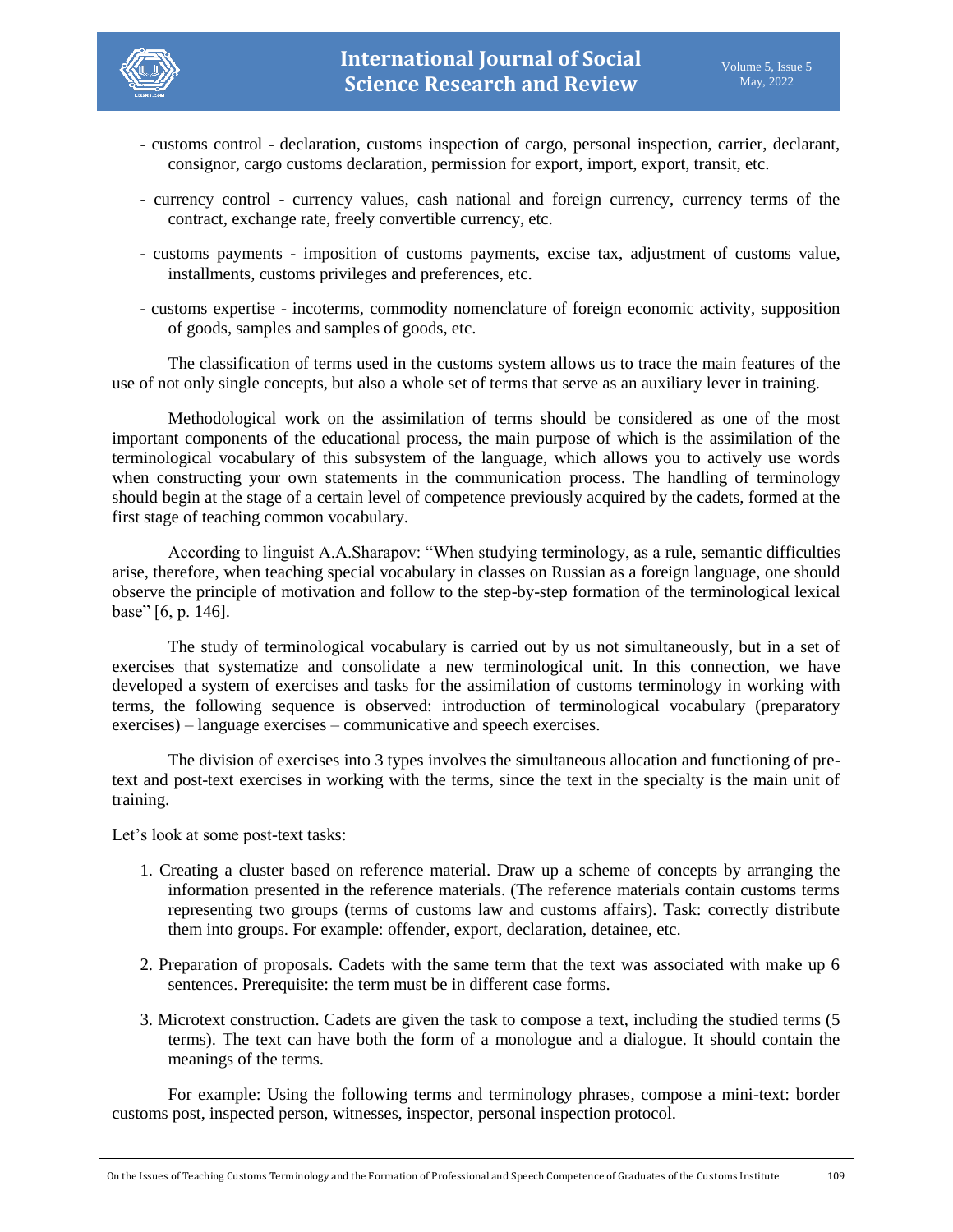- customs control - declaration, customs inspection of cargo, personal inspection, carrier, declarant, consignor, cargo customs declaration, permission for export, import, export, transit, etc.
- currency control - currency values, cash national and foreign currency, currency terms of the contract, exchange rate, freely convertible currency, etc.
- customs payments - imposition of customs payments, excise tax, adjustment of customs value, installments, customs privileges and preferences, etc.
- customs expertise - incoterms, commodity nomenclature of foreign economic activity, supposition of goods, samples and samples of goods, etc.

The classification of terms used in the customs system allows us to trace the main features of the use of not only single concepts, but also a whole set of terms that serve as an auxiliary lever in training.

Methodological work on the assimilation of terms should be considered as one of the most important components of the educational process, the main purpose of which is the assimilation of the terminological vocabulary of this subsystem of the language, which allows you to actively use words when constructing your own statements in the communication process. The handling of terminology should begin at the stage of a certain level of competence previously acquired by the cadets, formed at the first stage of teaching common vocabulary.

According to linguist A.A.Sharapov: "When studying terminology, as a rule, semantic difficulties arise, therefore, when teaching special vocabulary in classes on Russian as a foreign language, one should observe the principle of motivation and follow to the step-by-step formation of the terminological lexical base" [6, p. 146].

The study of terminological vocabulary is carried out by us not simultaneously, but in a set of exercises that systematize and consolidate a new terminological unit. In this connection, we have developed a system of exercises and tasks for the assimilation of customs terminology in working with terms, the following sequence is observed: introduction of terminological vocabulary (preparatory exercises) – language exercises – communicative and speech exercises.

The division of exercises into 3 types involves the simultaneous allocation and functioning of pre-text and post-text exercises in working with the terms, since the text in the specialty is the main unit of training.

Let's look at some post-text tasks:

1. Creating a cluster based on reference material. Draw up a scheme of concepts by arranging the information presented in the reference materials. (The reference materials contain customs terms representing two groups (terms of customs law and customs affairs). Task: correctly distribute them into groups. For example: offender, export, declaration, detainee, etc.
2. Preparation of proposals. Cadets with the same term that the text was associated with make up 6 sentences. Prerequisite: the term must be in different case forms.
3. Microtext construction. Cadets are given the task to compose a text, including the studied terms (5 terms). The text can have both the form of a monologue and a dialogue. It should contain the meanings of the terms.

For example: Using the following terms and terminology phrases, compose a mini-text: border customs post, inspected person, witnesses, inspector, personal inspection protocol.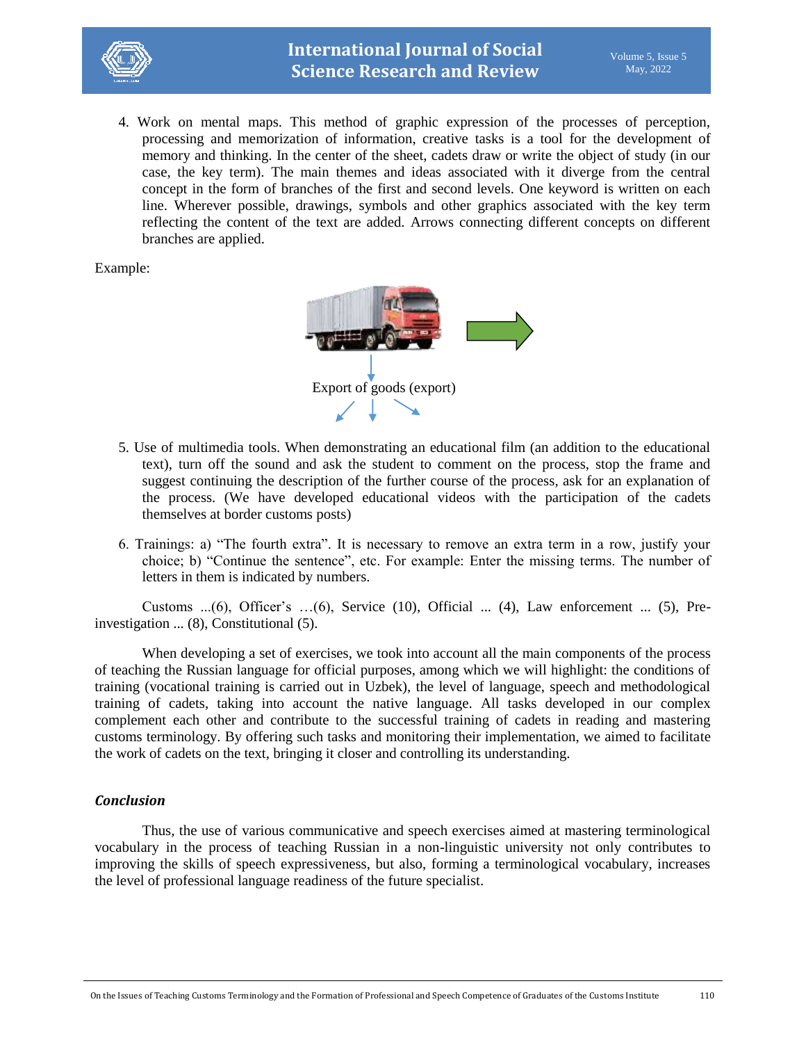4. Work on mental maps. This method of graphic expression of the processes of perception, processing and memorization of information, creative tasks is a tool for the development of memory and thinking. In the center of the sheet, cadets draw or write the object of study (in our case, the key term). The main themes and ideas associated with it diverge from the central concept in the form of branches of the first and second levels. One keyword is written on each line. Wherever possible, drawings, symbols and other graphics associated with the key term reflecting the content of the text are added. Arrows connecting different concepts on different branches are applied.

Example:

Export of goods (export)

5. Use of multimedia tools. When demonstrating an educational film (an addition to the educational text), turn off the sound and ask the student to comment on the process, stop the frame and suggest continuing the description of the further course of the process, ask for an explanation of the process. (We have developed educational videos with the participation of the cadets themselves at border customs posts)

6. Trainings: a) "The fourth extra". It is necessary to remove an extra term in a row, justify your choice; b) "Continue the sentence", etc. For example: Enter the missing terms. The number of letters in them is indicated by numbers.

Customs ...(6), Officer's …(6), Service (10), Official ... (4), Law enforcement ... (5), Pre-investigation ... (8), Constitutional (5).

When developing a set of exercises, we took into account all the main components of the process of teaching the Russian language for official purposes, among which we will highlight: the conditions of training (vocational training is carried out in Uzbek), the level of language, speech and methodological training of cadets, taking into account the native language. All tasks developed in our complex complement each other and contribute to the successful training of cadets in reading and mastering customs terminology. By offering such tasks and monitoring their implementation, we aimed to facilitate the work of cadets on the text, bringing it closer and controlling its understanding.

### *Conclusion*

Thus, the use of various communicative and speech exercises aimed at mastering terminological vocabulary in the process of teaching Russian in a non-linguistic university not only contributes to improving the skills of speech expressiveness, but also, forming a terminological vocabulary, increases the level of professional language readiness of the future specialist.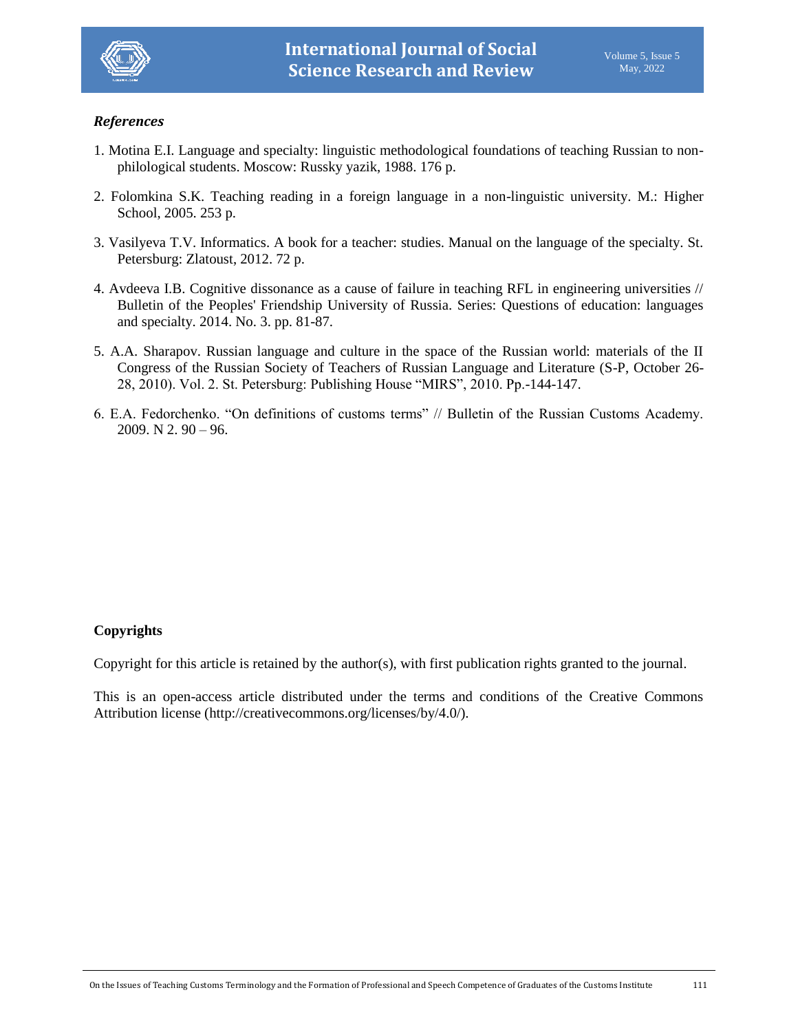***References***

1. Motina E.I. Language and specialty: linguistic methodological foundations of teaching Russian to non-philological students. Moscow: Russky yazik, 1988. 176 p.

2. Folomkina S.K. Teaching reading in a foreign language in a non-linguistic university. M.: Higher School, 2005. 253 p.

3. Vasilyeva T.V. Informatics. A book for a teacher: studies. Manual on the language of the specialty. St. Petersburg: Zlatoust, 2012. 72 p.

4. Avdeeva I.B. Cognitive dissonance as a cause of failure in teaching RFL in engineering universities // Bulletin of the Peoples' Friendship University of Russia. Series: Questions of education: languages and specialty. 2014. No. 3. pp. 81-87.

5. A.A. Sharapov. Russian language and culture in the space of the Russian world: materials of the II Congress of the Russian Society of Teachers of Russian Language and Literature (S-P, October 26-28, 2010). Vol. 2. St. Petersburg: Publishing House "MIRS", 2010. Pp.-144-147.

6. E.A. Fedorchenko. "On definitions of customs terms" // Bulletin of the Russian Customs Academy. 2009. N 2. 90 – 96.

**Copyrights**

Copyright for this article is retained by the author(s), with first publication rights granted to the journal.

This is an open-access article distributed under the terms and conditions of the Creative Commons Attribution license (http://creativecommons.org/licenses/by/4.0/).